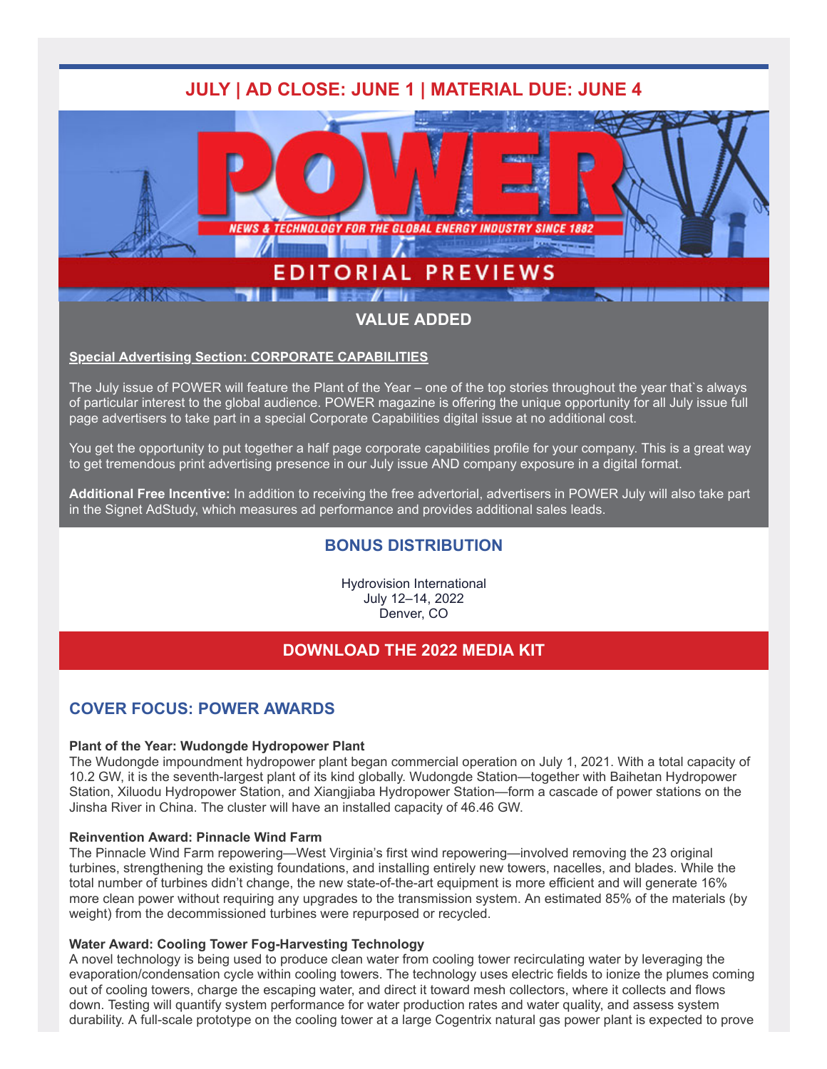## JULY | AD CLOSE: JUNE 1 | MATERIAL DUE: JUNE 4

# POWER

NEWS & TECHNOLOGY FOR THE GLOBAL ENERGY INDUSTRY SINCE 1882

EDITORIAL PREVIEWS

## VALUE ADDED

**Special Advertising Section: CORPORATE CAPABILITIES**

The July issue of POWER will feature the Plant of the Year – one of the top stories throughout the year that`s always of particular interest to the global audience. POWER magazine is offering the unique opportunity for all July issue full page advertisers to take part in a special Corporate Capabilities digital issue at no additional cost.

You get the opportunity to put together a half page corporate capabilities profile for your company. This is a great way to get tremendous print advertising presence in our July issue AND company exposure in a digital format.

**Additional Free Incentive:** In addition to receiving the free advertorial, advertisers in POWER July will also take part in the Signet AdStudy, which measures ad performance and provides additional sales leads.

## BONUS DISTRIBUTION

Hydrovision International
July 12–14, 2022
Denver, CO

## DOWNLOAD THE 2022 MEDIA KIT

## COVER FOCUS: POWER AWARDS

**Plant of the Year: Wudongde Hydropower Plant**
The Wudongde impoundment hydropower plant began commercial operation on July 1, 2021. With a total capacity of 10.2 GW, it is the seventh-largest plant of its kind globally. Wudongde Station—together with Baihetan Hydropower Station, Xiluodu Hydropower Station, and Xiangjiaba Hydropower Station—form a cascade of power stations on the Jinsha River in China. The cluster will have an installed capacity of 46.46 GW.

**Reinvention Award: Pinnacle Wind Farm**
The Pinnacle Wind Farm repowering—West Virginia's first wind repowering—involved removing the 23 original turbines, strengthening the existing foundations, and installing entirely new towers, nacelles, and blades. While the total number of turbines didn't change, the new state-of-the-art equipment is more efficient and will generate 16% more clean power without requiring any upgrades to the transmission system. An estimated 85% of the materials (by weight) from the decommissioned turbines were repurposed or recycled.

**Water Award: Cooling Tower Fog-Harvesting Technology**
A novel technology is being used to produce clean water from cooling tower recirculating water by leveraging the evaporation/condensation cycle within cooling towers. The technology uses electric fields to ionize the plumes coming out of cooling towers, charge the escaping water, and direct it toward mesh collectors, where it collects and flows down. Testing will quantify system performance for water production rates and water quality, and assess system durability. A full-scale prototype on the cooling tower at a large Cogentrix natural gas power plant is expected to prove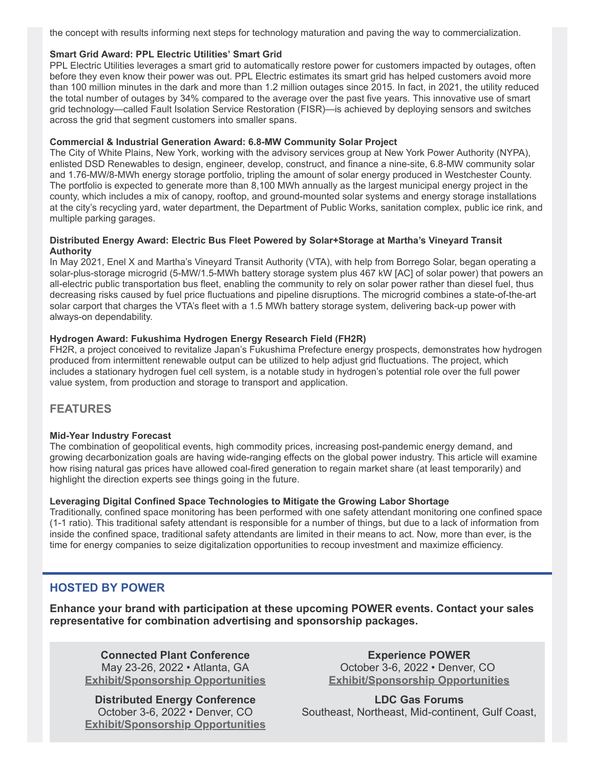the concept with results informing next steps for technology maturation and paving the way to commercialization.

**Smart Grid Award: PPL Electric Utilities' Smart Grid**
PPL Electric Utilities leverages a smart grid to automatically restore power for customers impacted by outages, often before they even know their power was out. PPL Electric estimates its smart grid has helped customers avoid more than 100 million minutes in the dark and more than 1.2 million outages since 2015. In fact, in 2021, the utility reduced the total number of outages by 34% compared to the average over the past five years. This innovative use of smart grid technology—called Fault Isolation Service Restoration (FISR)—is achieved by deploying sensors and switches across the grid that segment customers into smaller spans.

**Commercial & Industrial Generation Award: 6.8-MW Community Solar Project**
The City of White Plains, New York, working with the advisory services group at New York Power Authority (NYPA), enlisted DSD Renewables to design, engineer, develop, construct, and finance a nine-site, 6.8-MW community solar and 1.76-MW/8-MWh energy storage portfolio, tripling the amount of solar energy produced in Westchester County. The portfolio is expected to generate more than 8,100 MWh annually as the largest municipal energy project in the county, which includes a mix of canopy, rooftop, and ground-mounted solar systems and energy storage installations at the city's recycling yard, water department, the Department of Public Works, sanitation complex, public ice rink, and multiple parking garages.

**Distributed Energy Award: Electric Bus Fleet Powered by Solar+Storage at Martha's Vineyard Transit Authority**
In May 2021, Enel X and Martha's Vineyard Transit Authority (VTA), with help from Borrego Solar, began operating a solar-plus-storage microgrid (5-MW/1.5-MWh battery storage system plus 467 kW [AC] of solar power) that powers an all-electric public transportation bus fleet, enabling the community to rely on solar power rather than diesel fuel, thus decreasing risks caused by fuel price fluctuations and pipeline disruptions. The microgrid combines a state-of-the-art solar carport that charges the VTA's fleet with a 1.5 MWh battery storage system, delivering back-up power with always-on dependability.

**Hydrogen Award: Fukushima Hydrogen Energy Research Field (FH2R)**
FH2R, a project conceived to revitalize Japan's Fukushima Prefecture energy prospects, demonstrates how hydrogen produced from intermittent renewable output can be utilized to help adjust grid fluctuations. The project, which includes a stationary hydrogen fuel cell system, is a notable study in hydrogen's potential role over the full power value system, from production and storage to transport and application.

## FEATURES

**Mid-Year Industry Forecast**
The combination of geopolitical events, high commodity prices, increasing post-pandemic energy demand, and growing decarbonization goals are having wide-ranging effects on the global power industry. This article will examine how rising natural gas prices have allowed coal-fired generation to regain market share (at least temporarily) and highlight the direction experts see things going in the future.

**Leveraging Digital Confined Space Technologies to Mitigate the Growing Labor Shortage**
Traditionally, confined space monitoring has been performed with one safety attendant monitoring one confined space (1-1 ratio). This traditional safety attendant is responsible for a number of things, but due to a lack of information from inside the confined space, traditional safety attendants are limited in their means to act. Now, more than ever, is the time for energy companies to seize digitalization opportunities to recoup investment and maximize efficiency.

## HOSTED BY POWER

**Enhance your brand with participation at these upcoming POWER events. Contact your sales representative for combination advertising and sponsorship packages.**

**Connected Plant Conference**
May 23-26, 2022 • Atlanta, GA
**Exhibit/Sponsorship Opportunities**

**Distributed Energy Conference**
October 3-6, 2022 • Denver, CO
**Exhibit/Sponsorship Opportunities**

**Experience POWER**
October 3-6, 2022 • Denver, CO
**Exhibit/Sponsorship Opportunities**

**LDC Gas Forums**
Southeast, Northeast, Mid-continent, Gulf Coast,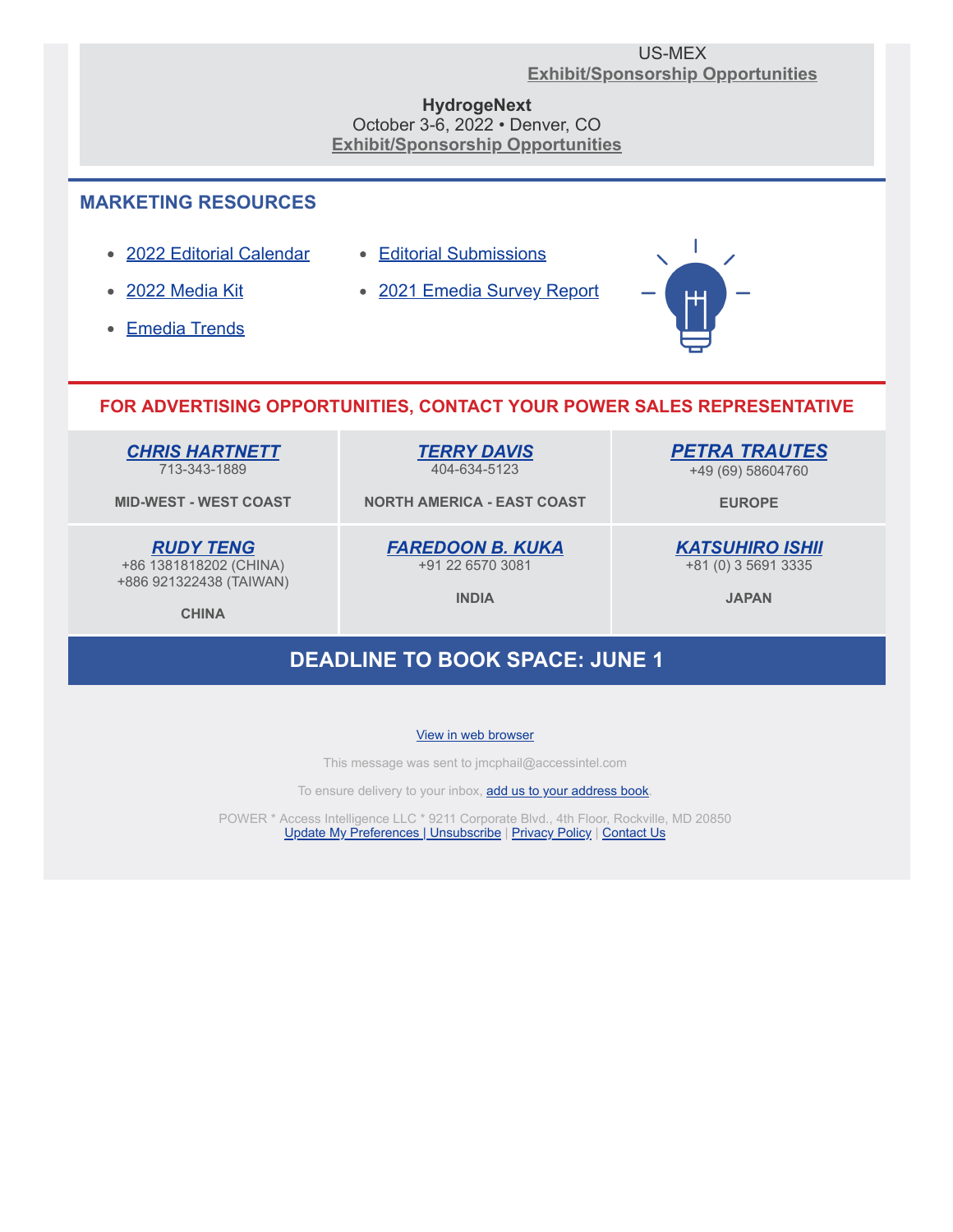US-MEX
**Exhibit/Sponsorship Opportunities**

**HydrogeNext**
October 3-6, 2022 • Denver, CO
**Exhibit/Sponsorship Opportunities**

## MARKETING RESOURCES

- 2022 Editorial Calendar
- 2022 Media Kit
- Emedia Trends
- Editorial Submissions
- 2021 Emedia Survey Report

## FOR ADVERTISING OPPORTUNITIES, CONTACT YOUR POWER SALES REPRESENTATIVE

| | | |
|---|---|---|
| ***CHRIS HARTNETT*** 713-343-1889 **MID-WEST - WEST COAST** | ***TERRY DAVIS*** 404-634-5123 **NORTH AMERICA - EAST COAST** | ***PETRA TRAUTES*** +49 (69) 58604760 **EUROPE** |
| ***RUDY TENG*** +86 1381818202 (CHINA) +886 921322438 (TAIWAN) **CHINA** | ***FAREDOON B. KUKA*** +91 22 6570 3081 **INDIA** | ***KATSUHIRO ISHII*** +81 (0) 3 5691 3335 **JAPAN** |

## DEADLINE TO BOOK SPACE: JUNE 1

View in web browser

This message was sent to jmcphail@accessintel.com

To ensure delivery to your inbox, add us to your address book.

POWER * Access Intelligence LLC * 9211 Corporate Blvd., 4th Floor, Rockville, MD 20850
Update My Preferences | Unsubscribe | Privacy Policy | Contact Us